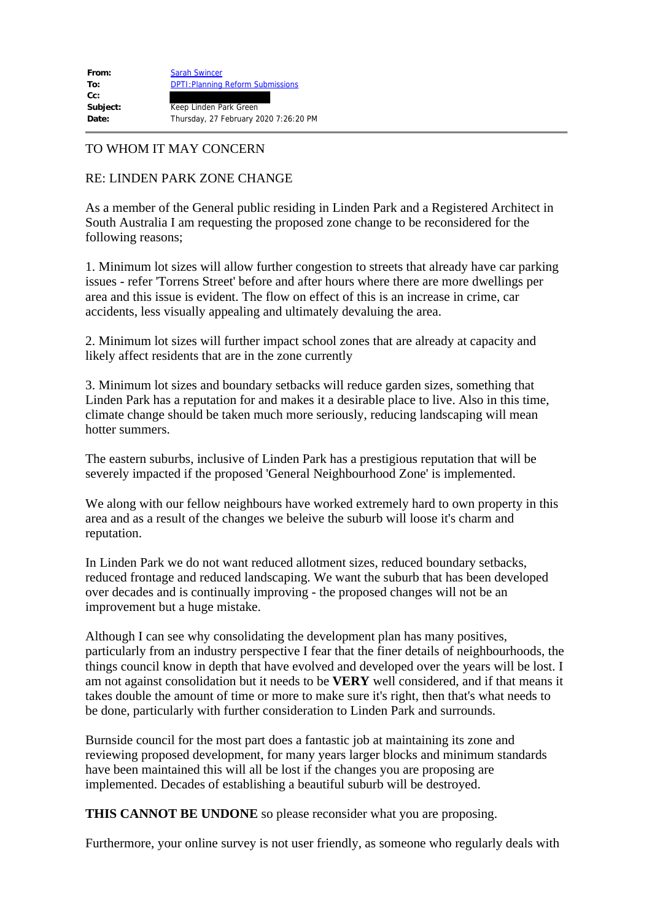| | |
|---|---|
| **From:** | Sarah Swincer |
| **To:** | DPTI:Planning Reform Submissions |
| **Cc:** | |
| **Subject:** | Keep Linden Park Green |
| **Date:** | Thursday, 27 February 2020 7:26:20 PM |

---

TO WHOM IT MAY CONCERN

RE: LINDEN PARK ZONE CHANGE

As a member of the General public residing in Linden Park and a Registered Architect in South Australia I am requesting the proposed zone change to be reconsidered for the following reasons;

1. Minimum lot sizes will allow further congestion to streets that already have car parking issues - refer 'Torrens Street' before and after hours where there are more dwellings per area and this issue is evident. The flow on effect of this is an increase in crime, car accidents, less visually appealing and ultimately devaluing the area.

2. Minimum lot sizes will further impact school zones that are already at capacity and likely affect residents that are in the zone currently

3. Minimum lot sizes and boundary setbacks will reduce garden sizes, something that Linden Park has a reputation for and makes it a desirable place to live. Also in this time, climate change should be taken much more seriously, reducing landscaping will mean hotter summers.

The eastern suburbs, inclusive of Linden Park has a prestigious reputation that will be severely impacted if the proposed 'General Neighbourhood Zone' is implemented.

We along with our fellow neighbours have worked extremely hard to own property in this area and as a result of the changes we beleive the suburb will loose it's charm and reputation.

In Linden Park we do not want reduced allotment sizes, reduced boundary setbacks, reduced frontage and reduced landscaping. We want the suburb that has been developed over decades and is continually improving - the proposed changes will not be an improvement but a huge mistake.

Although I can see why consolidating the development plan has many positives, particularly from an industry perspective I fear that the finer details of neighbourhoods, the things council know in depth that have evolved and developed over the years will be lost. I am not against consolidation but it needs to be **VERY** well considered, and if that means it takes double the amount of time or more to make sure it's right, then that's what needs to be done, particularly with further consideration to Linden Park and surrounds.

Burnside council for the most part does a fantastic job at maintaining its zone and reviewing proposed development, for many years larger blocks and minimum standards have been maintained this will all be lost if the changes you are proposing are implemented. Decades of establishing a beautiful suburb will be destroyed.

**THIS CANNOT BE UNDONE** so please reconsider what you are proposing.

Furthermore, your online survey is not user friendly, as someone who regularly deals with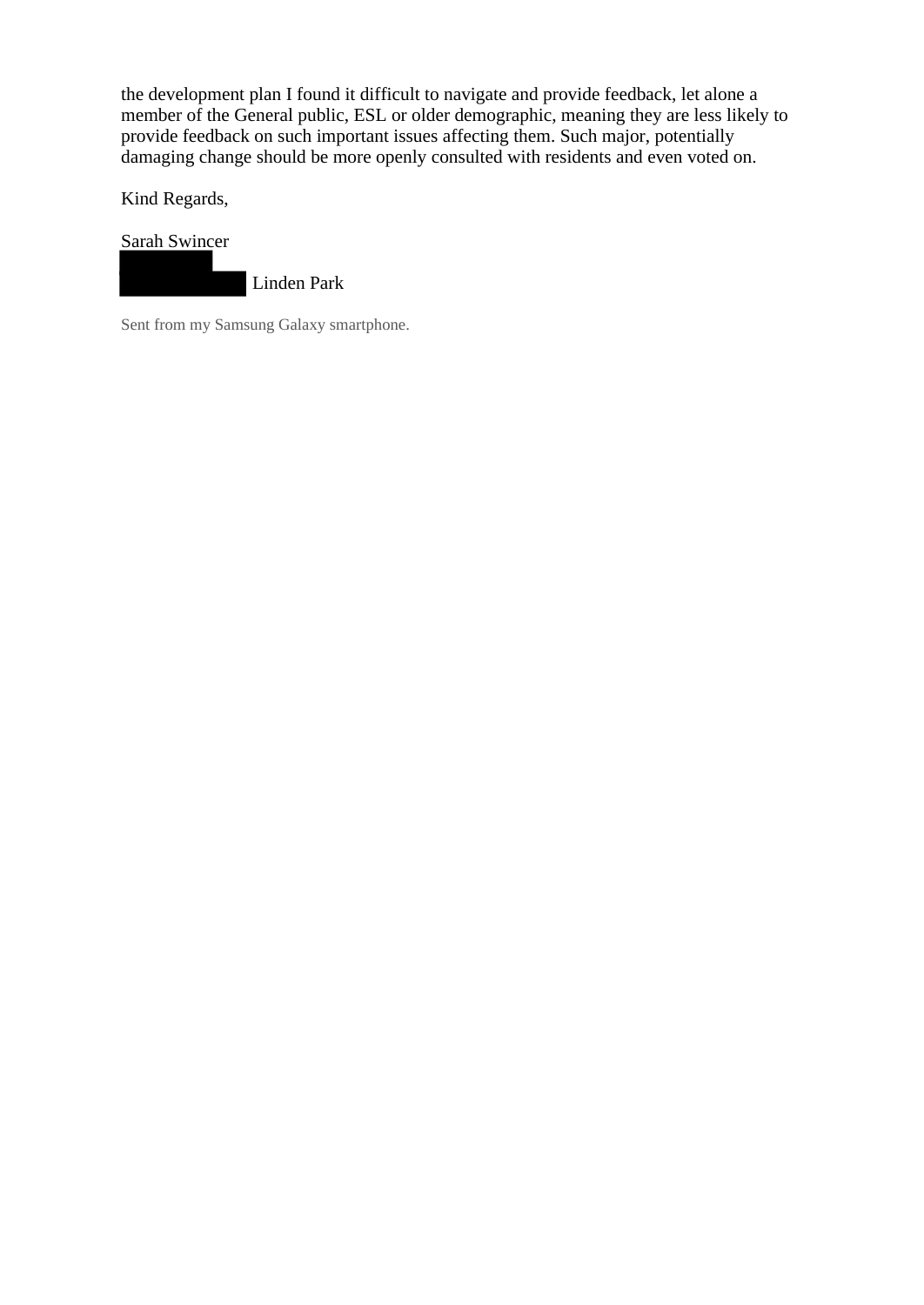the development plan I found it difficult to navigate and provide feedback, let alone a member of the General public, ESL or older demographic, meaning they are less likely to provide feedback on such important issues affecting them. Such major, potentially damaging change should be more openly consulted with residents and even voted on.

Kind Regards,

Sarah Swincer
Linden Park

Sent from my Samsung Galaxy smartphone.